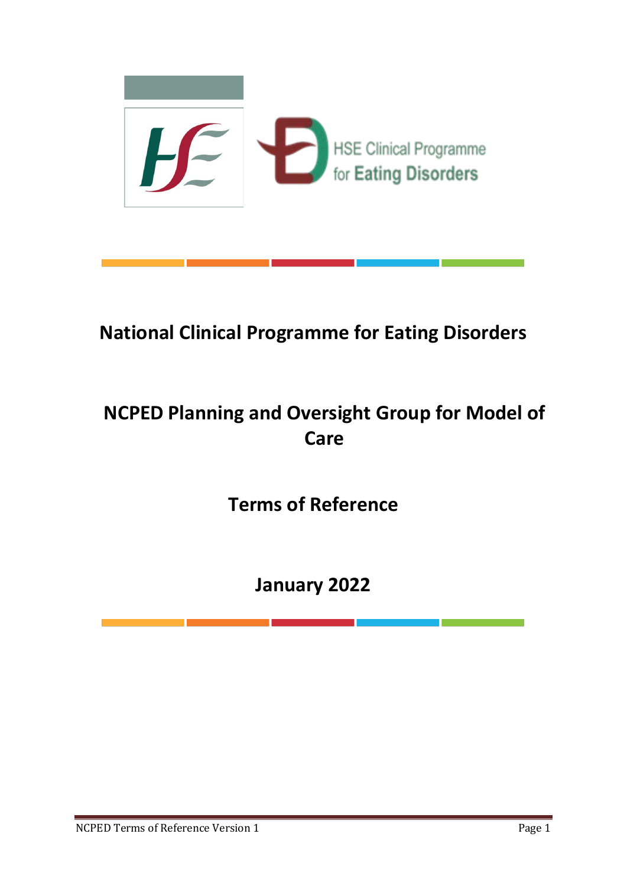HSE Clinical Programme for Eating Disorders

# National Clinical Programme for Eating Disorders

## NCPED Planning and Oversight Group for Model of Care

## Terms of Reference

## January 2022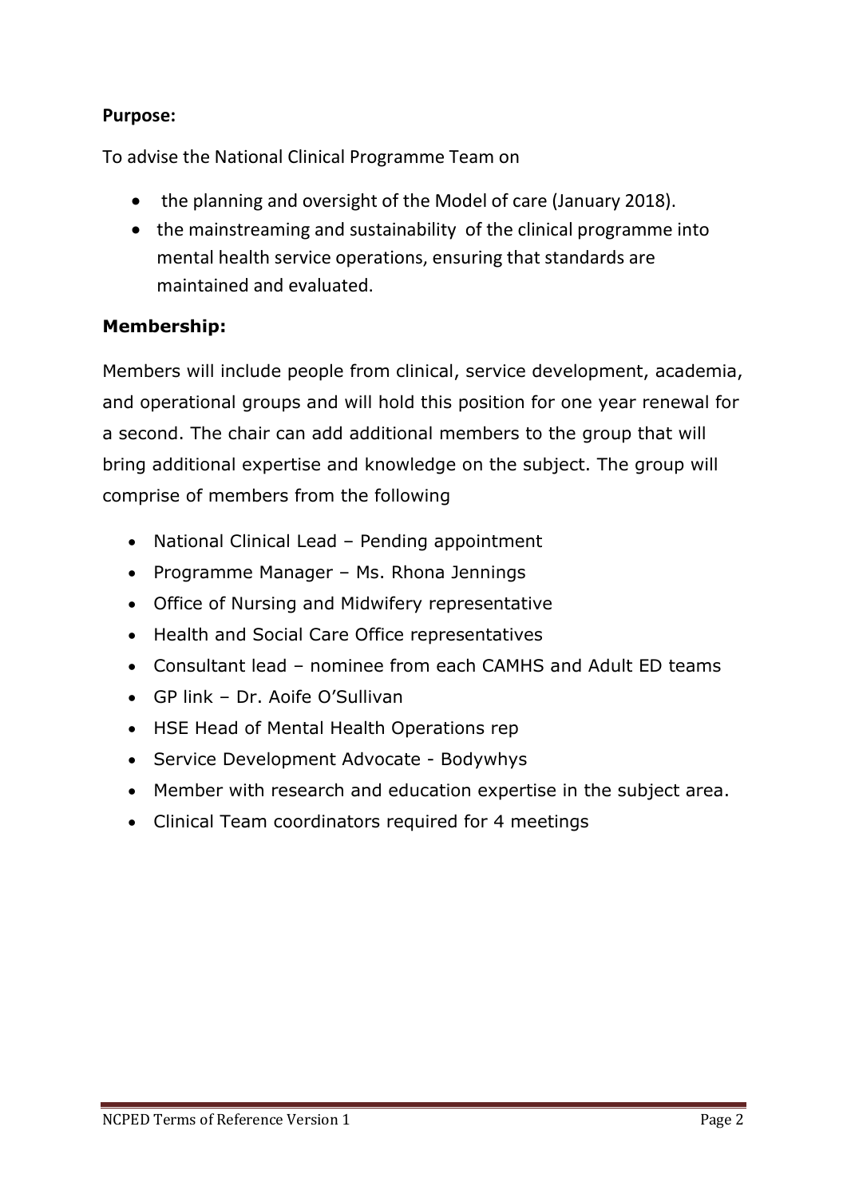**Purpose:**

To advise the National Clinical Programme Team on

- the planning and oversight of the Model of care (January 2018).
- the mainstreaming and sustainability of the clinical programme into mental health service operations, ensuring that standards are maintained and evaluated.

**Membership:**

Members will include people from clinical, service development, academia, and operational groups and will hold this position for one year renewal for a second. The chair can add additional members to the group that will bring additional expertise and knowledge on the subject. The group will comprise of members from the following

- National Clinical Lead – Pending appointment
- Programme Manager – Ms. Rhona Jennings
- Office of Nursing and Midwifery representative
- Health and Social Care Office representatives
- Consultant lead – nominee from each CAMHS and Adult ED teams
- GP link – Dr. Aoife O'Sullivan
- HSE Head of Mental Health Operations rep
- Service Development Advocate - Bodywhys
- Member with research and education expertise in the subject area.
- Clinical Team coordinators required for 4 meetings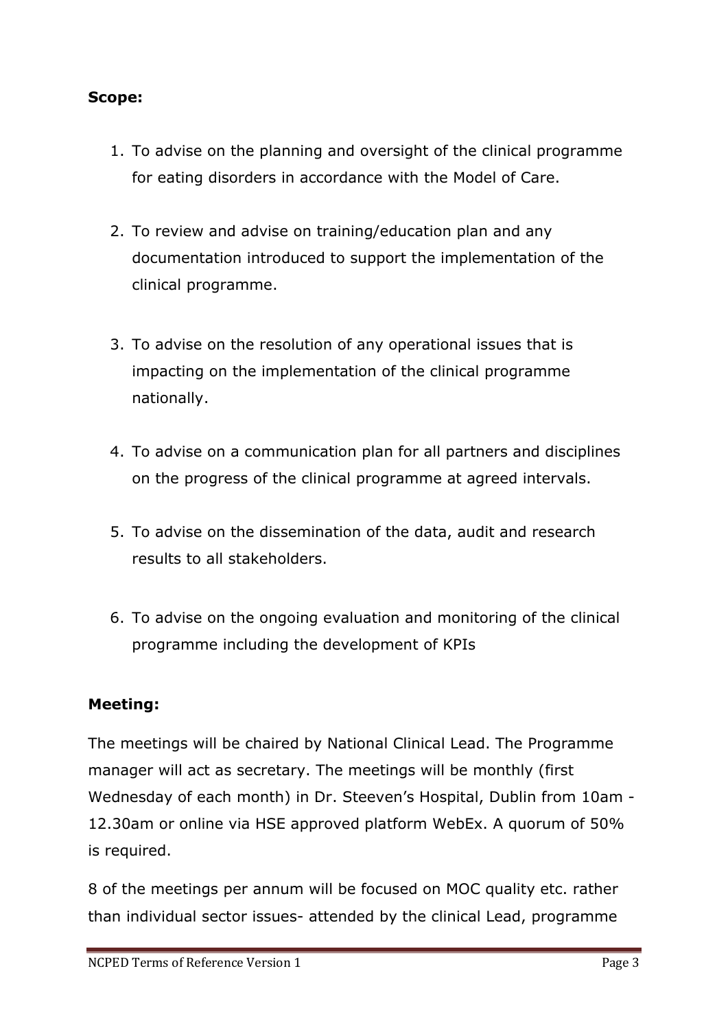**Scope:**

1. To advise on the planning and oversight of the clinical programme for eating disorders in accordance with the Model of Care.

2. To review and advise on training/education plan and any documentation introduced to support the implementation of the clinical programme.

3. To advise on the resolution of any operational issues that is impacting on the implementation of the clinical programme nationally.

4. To advise on a communication plan for all partners and disciplines on the progress of the clinical programme at agreed intervals.

5. To advise on the dissemination of the data, audit and research results to all stakeholders.

6. To advise on the ongoing evaluation and monitoring of the clinical programme including the development of KPIs

**Meeting:**

The meetings will be chaired by National Clinical Lead. The Programme manager will act as secretary. The meetings will be monthly (first Wednesday of each month) in Dr. Steeven's Hospital, Dublin from 10am - 12.30am or online via HSE approved platform WebEx. A quorum of 50% is required.

8 of the meetings per annum will be focused on MOC quality etc. rather than individual sector issues- attended by the clinical Lead, programme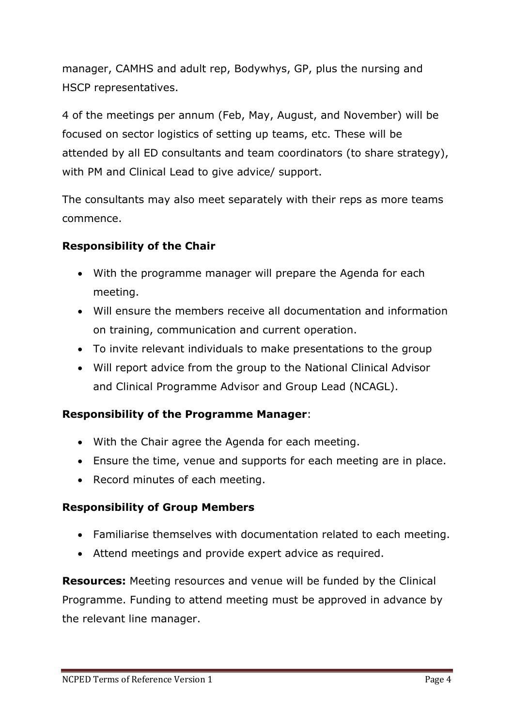manager, CAMHS and adult rep, Bodywhys, GP, plus the nursing and HSCP representatives.

4 of the meetings per annum (Feb, May, August, and November) will be focused on sector logistics of setting up teams, etc. These will be attended by all ED consultants and team coordinators (to share strategy), with PM and Clinical Lead to give advice/ support.

The consultants may also meet separately with their reps as more teams commence.

**Responsibility of the Chair**

- With the programme manager will prepare the Agenda for each meeting.
- Will ensure the members receive all documentation and information on training, communication and current operation.
- To invite relevant individuals to make presentations to the group
- Will report advice from the group to the National Clinical Advisor and Clinical Programme Advisor and Group Lead (NCAGL).

**Responsibility of the Programme Manager**:

- With the Chair agree the Agenda for each meeting.
- Ensure the time, venue and supports for each meeting are in place.
- Record minutes of each meeting.

**Responsibility of Group Members**

- Familiarise themselves with documentation related to each meeting.
- Attend meetings and provide expert advice as required.

**Resources:** Meeting resources and venue will be funded by the Clinical Programme. Funding to attend meeting must be approved in advance by the relevant line manager.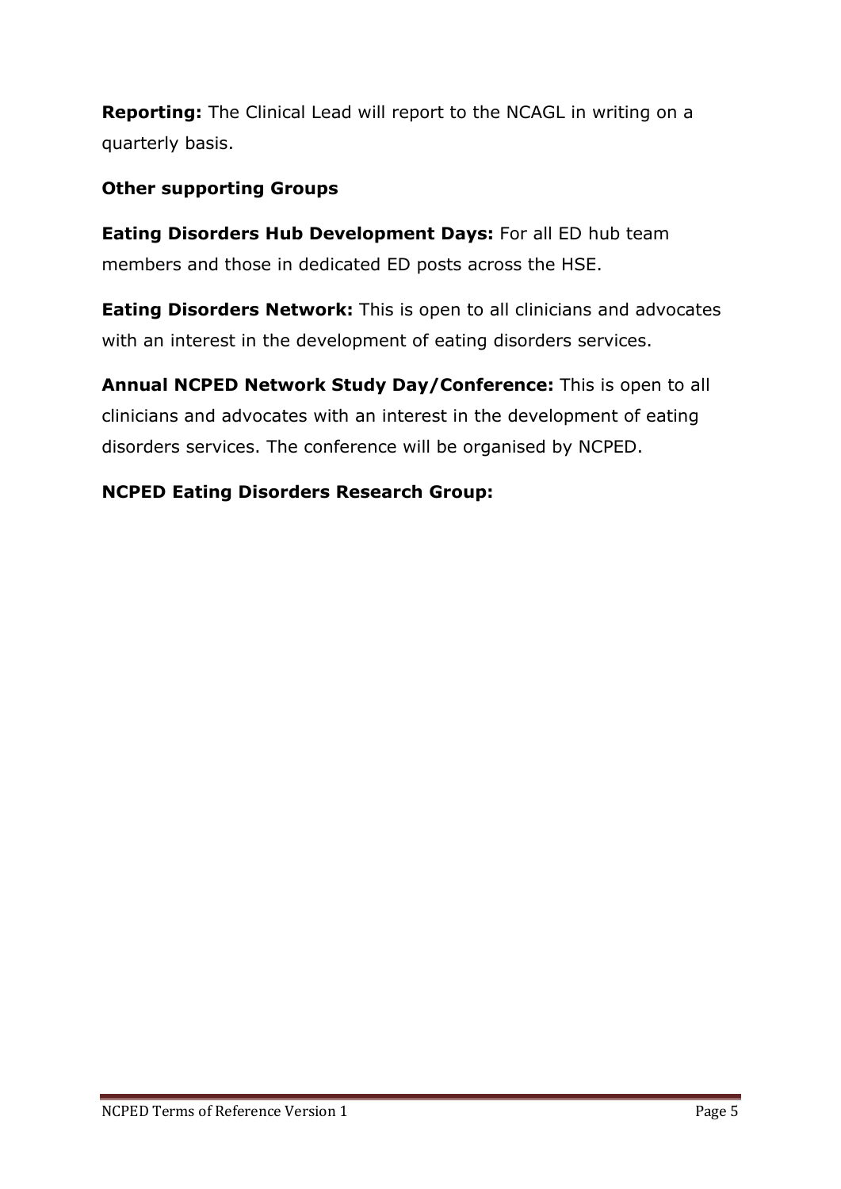**Reporting:** The Clinical Lead will report to the NCAGL in writing on a quarterly basis.

**Other supporting Groups**

**Eating Disorders Hub Development Days:** For all ED hub team members and those in dedicated ED posts across the HSE.

**Eating Disorders Network:** This is open to all clinicians and advocates with an interest in the development of eating disorders services.

**Annual NCPED Network Study Day/Conference:** This is open to all clinicians and advocates with an interest in the development of eating disorders services. The conference will be organised by NCPED.

**NCPED Eating Disorders Research Group:**